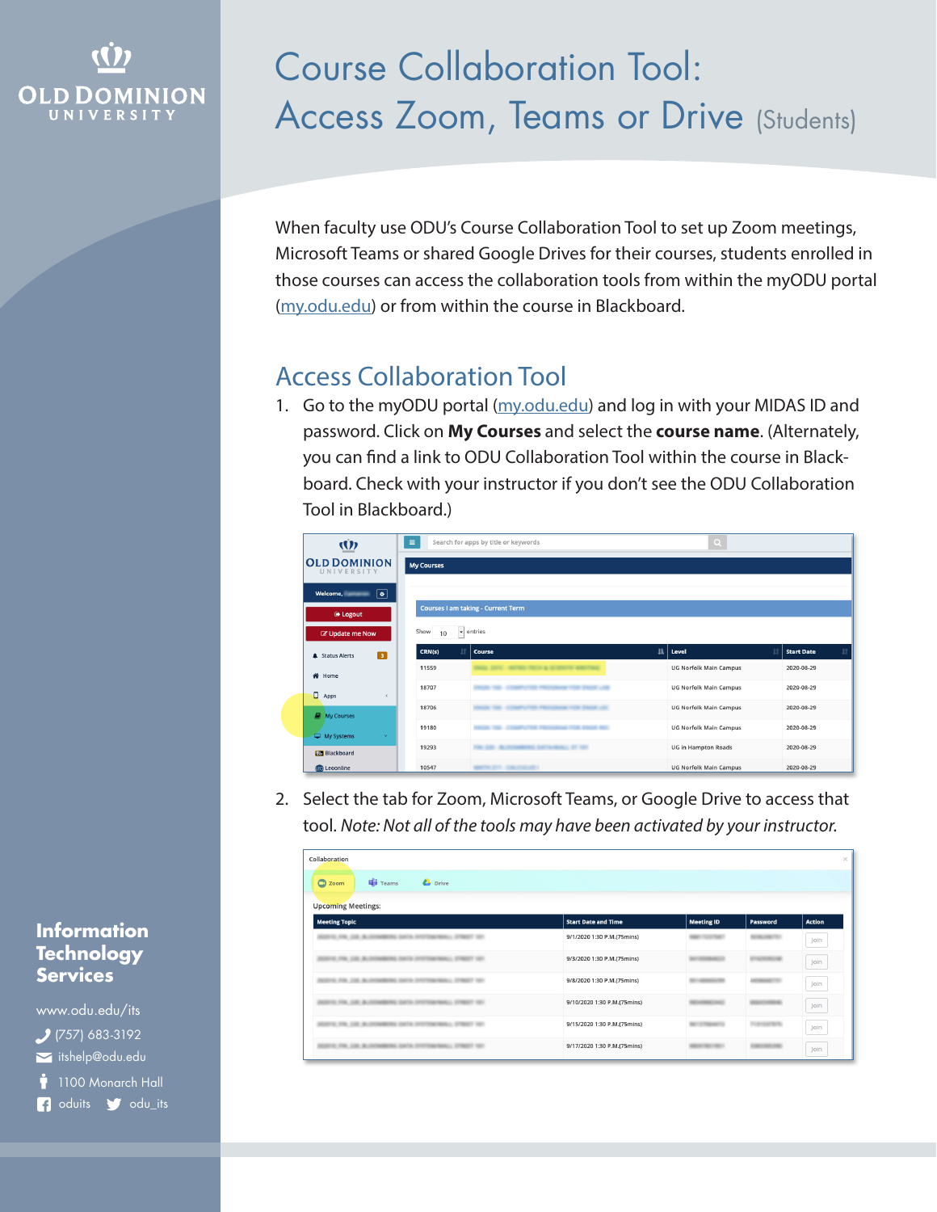# Course Collaboration Tool: Access Zoom, Teams or Drive (Students)

When faculty use ODU's Course Collaboration Tool to set up Zoom meetings, Microsoft Teams or shared Google Drives for their courses, students enrolled in those courses can access the collaboration tools from within the myODU portal (my.odu.edu) or from within the course in Blackboard.

## Access Collaboration Tool

1. Go to the myODU portal (my.odu.edu) and log in with your MIDAS ID and password. Click on **My Courses** and select the **course name**. (Alternately, you can find a link to ODU Collaboration Tool within the course in Blackboard. Check with your instructor if you don't see the ODU Collaboration Tool in Blackboard.)

2. Select the tab for Zoom, Microsoft Teams, or Google Drive to access that tool. *Note: Not all of the tools may have been activated by your instructor.*

**Information Technology Services**

www.odu.edu/its

(757) 683-3192

itshelp@odu.edu

1100 Monarch Hall

oduits odu_its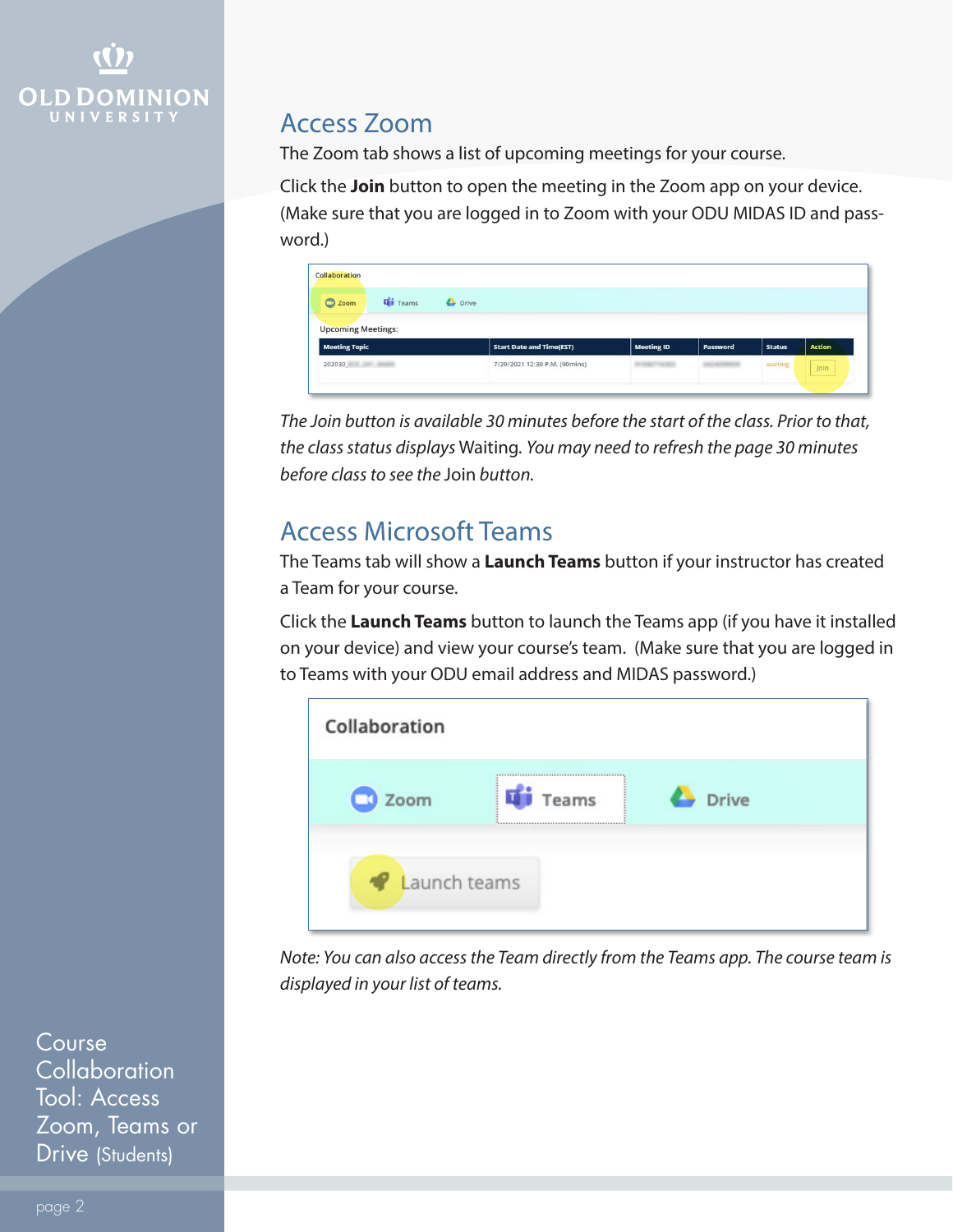## Access Zoom

The Zoom tab shows a list of upcoming meetings for your course.

Click the **Join** button to open the meeting in the Zoom app on your device. (Make sure that you are logged in to Zoom with your ODU MIDAS ID and password.)

*The Join button is available 30 minutes before the start of the class. Prior to that, the class status displays* Waiting. *You may need to refresh the page 30 minutes before class to see the* Join *button.*

## Access Microsoft Teams

The Teams tab will show a **Launch Teams** button if your instructor has created a Team for your course.

Click the **Launch Teams** button to launch the Teams app (if you have it installed on your device) and view your course's team. (Make sure that you are logged in to Teams with your ODU email address and MIDAS password.)

*Note: You can also access the Team directly from the Teams app. The course team is displayed in your list of teams.*

Course Collaboration Tool: Access Zoom, Teams or Drive (Students)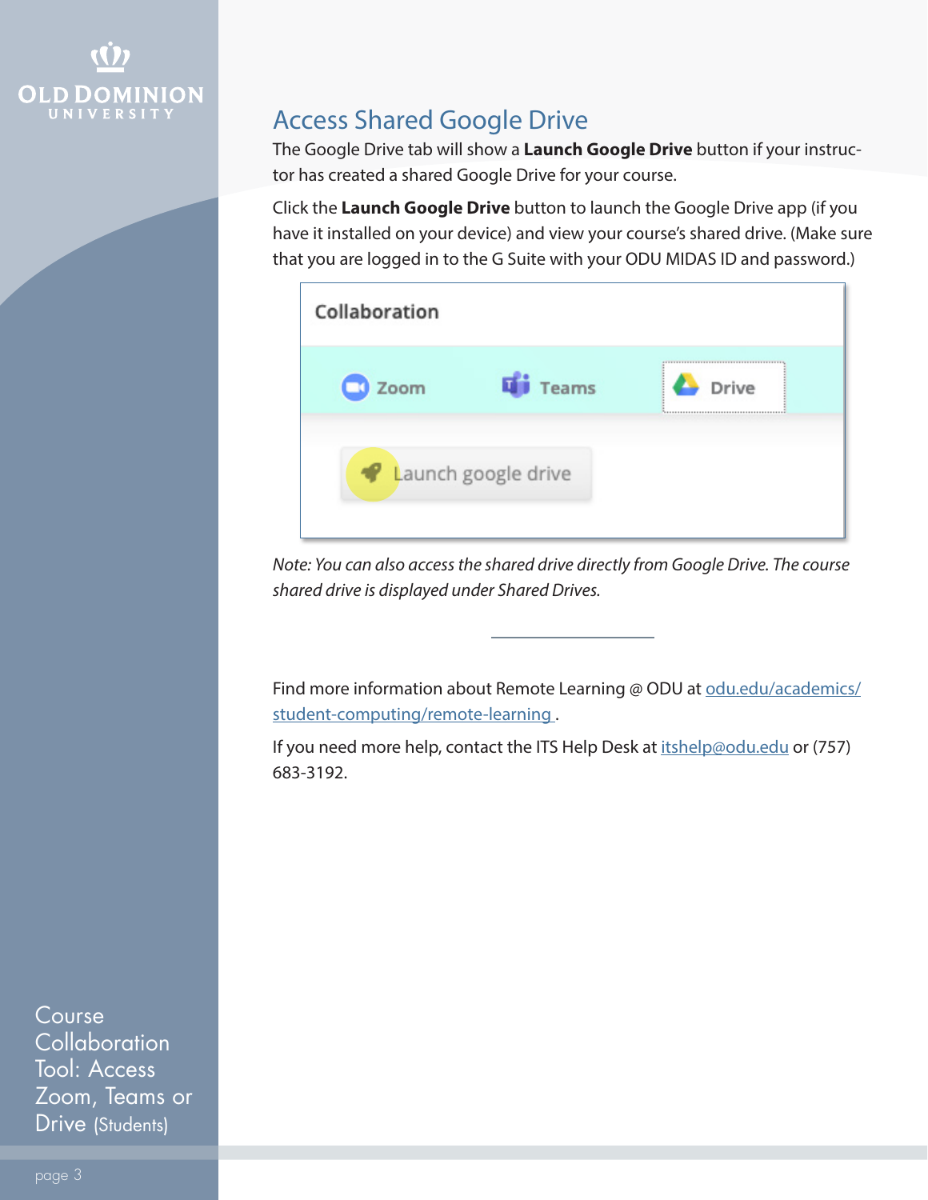## Access Shared Google Drive

The Google Drive tab will show a **Launch Google Drive** button if your instructor has created a shared Google Drive for your course.

Click the **Launch Google Drive** button to launch the Google Drive app (if you have it installed on your device) and view your course's shared drive. (Make sure that you are logged in to the G Suite with your ODU MIDAS ID and password.)

*Note: You can also access the shared drive directly from Google Drive. The course shared drive is displayed under Shared Drives.*

---

Find more information about Remote Learning @ ODU at [odu.edu/academics/student-computing/remote-learning](odu.edu/academics/student-computing/remote-learning) .

If you need more help, contact the ITS Help Desk at [itshelp@odu.edu](mailto:itshelp@odu.edu) or (757) 683-3192.